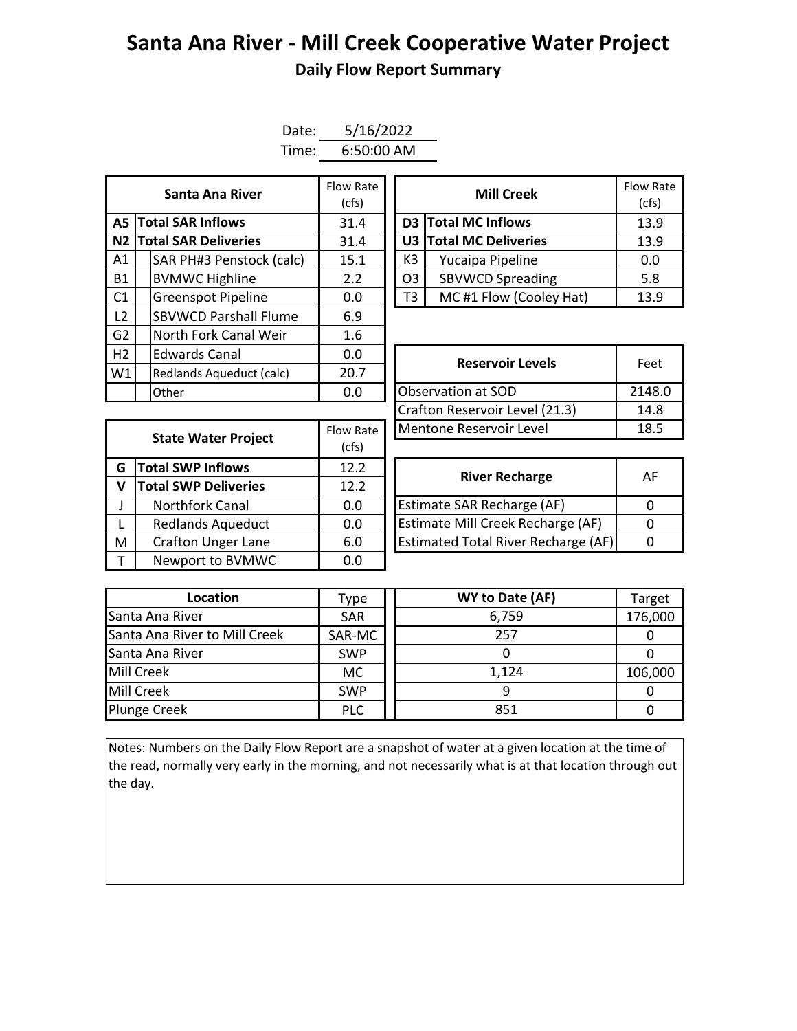# Santa Ana River - Mill Creek Cooperative Water Project

## Daily Flow Report Summary

Date: 5/16/2022

Time: 6:50:00 AM

| | Santa Ana River | Flow Rate (cfs) |
|---|---|---|
| **A5** | **Total SAR Inflows** | 31.4 |
| **N2** | **Total SAR Deliveries** | 31.4 |
| A1 | SAR PH#3 Penstock (calc) | 15.1 |
| B1 | BVMWC Highline | 2.2 |
| C1 | Greenspot Pipeline | 0.0 |
| L2 | SBVWCD Parshall Flume | 6.9 |
| G2 | North Fork Canal Weir | 1.6 |
| H2 | Edwards Canal | 0.0 |
| W1 | Redlands Aqueduct (calc) | 20.7 |
| | Other | 0.0 |

| | Mill Creek | Flow Rate (cfs) |
|---|---|---|
| **D3** | **Total MC Inflows** | 13.9 |
| **U3** | **Total MC Deliveries** | 13.9 |
| K3 | Yucaipa Pipeline | 0.0 |
| O3 | SBVWCD Spreading | 5.8 |
| T3 | MC #1 Flow (Cooley Hat) | 13.9 |

| Reservoir Levels | Feet |
|---|---|
| Observation at SOD | 2148.0 |
| Crafton Reservoir Level (21.3) | 14.8 |
| Mentone Reservoir Level | 18.5 |

| | State Water Project | Flow Rate (cfs) |
|---|---|---|
| **G** | **Total SWP Inflows** | 12.2 |
| **V** | **Total SWP Deliveries** | 12.2 |
| J | Northfork Canal | 0.0 |
| L | Redlands Aqueduct | 0.0 |
| M | Crafton Unger Lane | 6.0 |
| T | Newport to BVMWC | 0.0 |

| River Recharge | AF |
|---|---|
| Estimate SAR Recharge (AF) | 0 |
| Estimate Mill Creek Recharge (AF) | 0 |
| Estimated Total River Recharge (AF) | 0 |

| Location | Type | WY to Date (AF) | Target |
|---|---|---|---|
| Santa Ana River | SAR | 6,759 | 176,000 |
| Santa Ana River to Mill Creek | SAR-MC | 257 | 0 |
| Santa Ana River | SWP | 0 | 0 |
| Mill Creek | MC | 1,124 | 106,000 |
| Mill Creek | SWP | 9 | 0 |
| Plunge Creek | PLC | 851 | 0 |

Notes: Numbers on the Daily Flow Report are a snapshot of water at a given location at the time of the read, normally very early in the morning, and not necessarily what is at that location through out the day.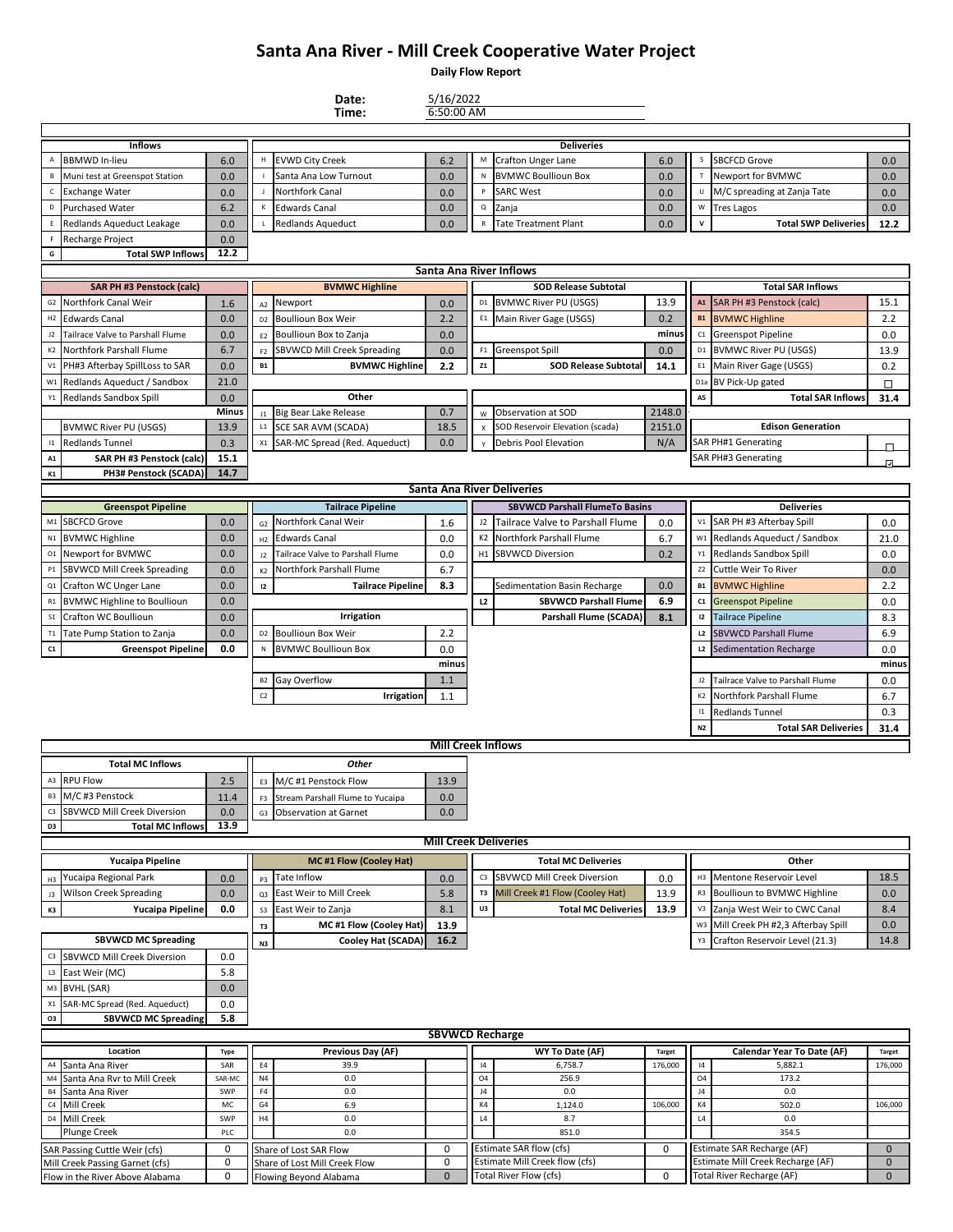# Santa Ana River - Mill Creek Cooperative Water Project

**Daily Flow Report**

**Date:** 5/16/2022
**Time:** 6:50:00 AM

## Inflows / Deliveries

| | Inflows | | | Deliveries | | | | | | | |
|---|---|---|---|---|---|---|---|---|---|---|---|
| A | BBMWD In-lieu | 6.0 | H | EVWD City Creek | 6.2 | M | Crafton Unger Lane | 6.0 | S | SBCFCD Grove | 0.0 |
| B | Muni test at Greenspot Station | 0.0 | I | Santa Ana Low Turnout | 0.0 | N | BVMWC Boullioun Box | 0.0 | T | Newport for BVMWC | 0.0 |
| C | Exchange Water | 0.0 | J | Northfork Canal | 0.0 | P | SARC West | 0.0 | U | M/C spreading at Zanja Tate | 0.0 |
| D | Purchased Water | 6.2 | K | Edwards Canal | 0.0 | Q | Zanja | 0.0 | W | Tres Lagos | 0.0 |
| E | Redlands Aqueduct Leakage | 0.0 | L | Redlands Aqueduct | 0.0 | R | Tate Treatment Plant | 0.0 | V | **Total SWP Deliveries** | **12.2** |
| F | Recharge Project | 0.0 | | | | | | | | | |
| G | **Total SWP Inflows** | **12.2** | | | | | | | | | |

## Santa Ana River Inflows

| | SAR PH #3 Penstock (calc) | | | BVMWC Highline | | | SOD Release Subtotal | | | Total SAR Inflows | |
|---|---|---|---|---|---|---|---|---|---|---|---|
| G2 | Northfork Canal Weir | 1.6 | A2 | Newport | 0.0 | D1 | BVMWC River PU (USGS) | 13.9 | A1 | SAR PH #3 Penstock (calc) | 15.1 |
| H2 | Edwards Canal | 0.0 | D2 | Boullioun Box Weir | 2.2 | E1 | Main River Gage (USGS) | 0.2 | B1 | BVMWC Highline | 2.2 |
| J2 | Tailrace Valve to Parshall Flume | 0.0 | E2 | Boullioun Box to Zanja | 0.0 | | | minus | C1 | Greenspot Pipeline | 0.0 |
| K2 | Northfork Parshall Flume | 6.7 | F2 | SBVWCD Mill Creek Spreading | 0.0 | F1 | Greenspot Spill | 0.0 | D1 | BVMWC River PU (USGS) | 13.9 |
| V1 | PH#3 Afterbay SpillLoss to SAR | 0.0 | B1 | **BVMWC Highline** | **2.2** | Z1 | **SOD Release Subtotal** | **14.1** | E1 | Main River Gage (USGS) | 0.2 |
| W1 | Redlands Aqueduct / Sandbox | 21.0 | | | | | | | D1a | BV Pick-Up gated | ☐ |
| Y1 | Redlands Sandbox Spill | 0.0 | | **Other** | | | | | A5 | **Total SAR Inflows** | **31.4** |
| | | **Minus** | J1 | Big Bear Lake Release | 0.7 | W | Observation at SOD | 2148.0 | | | |
| | BVMWC River PU (USGS) | 13.9 | L1 | SCE SAR AVM (SCADA) | 18.5 | X | SOD Reservoir Elevation (scada) | 2151.0 | | **Edison Generation** | |
| I1 | Redlands Tunnel | 0.3 | X1 | SAR-MC Spread (Red. Aqueduct) | 0.0 | Y | Debris Pool Elevation | N/A | | SAR PH#1 Generating | ☐ |
| A1 | **SAR PH #3 Penstock (calc)** | **15.1** | | | | | | | | SAR PH#3 Generating | ☑ |
| K1 | **PH3# Penstock (SCADA)** | **14.7** | | | | | | | | | |

## Santa Ana River Deliveries

| | Greenspot Pipeline | | | Tailrace Pipeline | | | SBVWCD Parshall FlumeTo Basins | | | Deliveries | |
|---|---|---|---|---|---|---|---|---|---|---|---|
| M1 | SBCFCD Grove | 0.0 | G2 | Northfork Canal Weir | 1.6 | J2 | Tailrace Valve to Parshall Flume | 0.0 | V1 | SAR PH #3 Afterbay Spill | 0.0 |
| N1 | BVMWC Highline | 0.0 | H2 | Edwards Canal | 0.0 | K2 | Northfork Parshall Flume | 6.7 | W1 | Redlands Aqueduct / Sandbox | 21.0 |
| O1 | Newport for BVMWC | 0.0 | J2 | Tailrace Valve to Parshall Flume | 0.0 | H1 | SBVWCD Diversion | 0.2 | Y1 | Redlands Sandbox Spill | 0.0 |
| P1 | SBVWCD Mill Creek Spreading | 0.0 | K2 | Northfork Parshall Flume | 6.7 | | | | Z2 | Cuttle Weir To River | 0.0 |
| Q1 | Crafton WC Unger Lane | 0.0 | I2 | **Tailrace Pipeline** | **8.3** | | Sedimentation Basin Recharge | 0.0 | B1 | BVMWC Highline | 2.2 |
| R1 | BVMWC Highline to Boullioun | 0.0 | | | | L2 | **SBVWCD Parshall Flume** | **6.9** | C1 | Greenspot Pipeline | 0.0 |
| S1 | Crafton WC Boullioun | 0.0 | | **Irrigation** | | | **Parshall Flume (SCADA)** | **8.1** | I2 | Tailrace Pipeline | 8.3 |
| T1 | Tate Pump Station to Zanja | 0.0 | D2 | Boullioun Box Weir | 2.2 | | | | L2 | SBVWCD Parshall Flume | 6.9 |
| C1 | **Greenspot Pipeline** | **0.0** | N | BVMWC Boullioun Box | 0.0 | | | | L2 | Sedimentation Recharge | 0.0 |
| | | | | | minus | | | | | | minus |
| | | | B2 | Gay Overflow | 1.1 | | | | J2 | Tailrace Valve to Parshall Flume | 0.0 |
| | | | C2 | **Irrigation** | 1.1 | | | | K2 | Northfork Parshall Flume | 6.7 |
| | | | | | | | | | I1 | Redlands Tunnel | 0.3 |
| | | | | | | | | | N2 | **Total SAR Deliveries** | **31.4** |

## Mill Creek Inflows

| | Total MC Inflows | | | *Other* | |
|---|---|---|---|---|---|
| A3 | RPU Flow | 2.5 | E3 | M/C #1 Penstock Flow | 13.9 |
| B3 | M/C #3 Penstock | 11.4 | F3 | Stream Parshall Flume to Yucaipa | 0.0 |
| C3 | SBVWCD Mill Creek Diversion | 0.0 | G3 | Observation at Garnet | 0.0 |
| D3 | **Total MC Inflows** | **13.9** | | | |

## Mill Creek Deliveries

| | Yucaipa Pipeline | | | MC #1 Flow (Cooley Hat) | | | Total MC Deliveries | | | Other | |
|---|---|---|---|---|---|---|---|---|---|---|---|
| H3 | Yucaipa Regional Park | 0.0 | P3 | Tate Inflow | 0.0 | C3 | SBVWCD Mill Creek Diversion | 0.0 | H3 | Mentone Reservoir Level | 18.5 |
| J3 | Wilson Creek Spreading | 0.0 | Q3 | East Weir to Mill Creek | 5.8 | T3 | Mill Creek #1 Flow (Cooley Hat) | 13.9 | R3 | Boullioun to BVMWC Highline | 0.0 |
| K3 | **Yucaipa Pipeline** | **0.0** | S3 | East Weir to Zanja | 8.1 | U3 | **Total MC Deliveries** | **13.9** | V3 | Zanja West Weir to CWC Canal | 8.4 |
| | | | T3 | **MC #1 Flow (Cooley Hat)** | **13.9** | | | | W3 | Mill Creek PH #2,3 Afterbay Spill | 0.0 |
| | **SBVWCD MC Spreading** | | N3 | **Cooley Hat (SCADA)** | **16.2** | | | | Y3 | Crafton Reservoir Level (21.3) | 14.8 |
| C3 | SBVWCD Mill Creek Diversion | 0.0 | | | | | | | | | |
| L3 | East Weir (MC) | 5.8 | | | | | | | | | |
| M3 | BVHL (SAR) | 0.0 | | | | | | | | | |
| X1 | SAR-MC Spread (Red. Aqueduct) | 0.0 | | | | | | | | | |
| O3 | **SBVWCD MC Spreading** | **5.8** | | | | | | | | | |

## SBVWCD Recharge

| | Location | Type | | Previous Day (AF) | | WY To Date (AF) | Target | | Calendar Year To Date (AF) | Target |
|---|---|---|---|---|---|---|---|---|---|---|
| A4 | Santa Ana River | SAR | E4 | 39.9 | I4 | 6,758.7 | 176,000 | I4 | 5,882.1 | 176,000 |
| M4 | Santa Ana Rvr to Mill Creek | SAR-MC | N4 | 0.0 | O4 | 256.9 | | O4 | 173.2 | |
| B4 | Santa Ana River | SWP | F4 | 0.0 | J4 | 0.0 | | J4 | 0.0 | |
| C4 | Mill Creek | MC | G4 | 6.9 | K4 | 1,124.0 | 106,000 | K4 | 502.0 | 106,000 |
| D4 | Mill Creek | SWP | H4 | 0.0 | L4 | 8.7 | | L4 | 0.0 | |
| | Plunge Creek | PLC | | 0.0 | | 851.0 | | | 354.5 | |

| | | | | | | | |
|---|---|---|---|---|---|---|---|
| SAR Passing Cuttle Weir (cfs) | 0 | Share of Lost SAR Flow | 0 | Estimate SAR flow (cfs) | 0 | Estimate SAR Recharge (AF) | 0 |
| Mill Creek Passing Garnet (cfs) | 0 | Share of Lost Mill Creek Flow | 0 | Estimate Mill Creek flow (cfs) | 0 | Estimate Mill Creek Recharge (AF) | 0 |
| Flow in the River Above Alabama | 0 | Flowing Beyond Alabama | 0 | Total River Flow (cfs) | 0 | Total River Recharge (AF) | 0 |